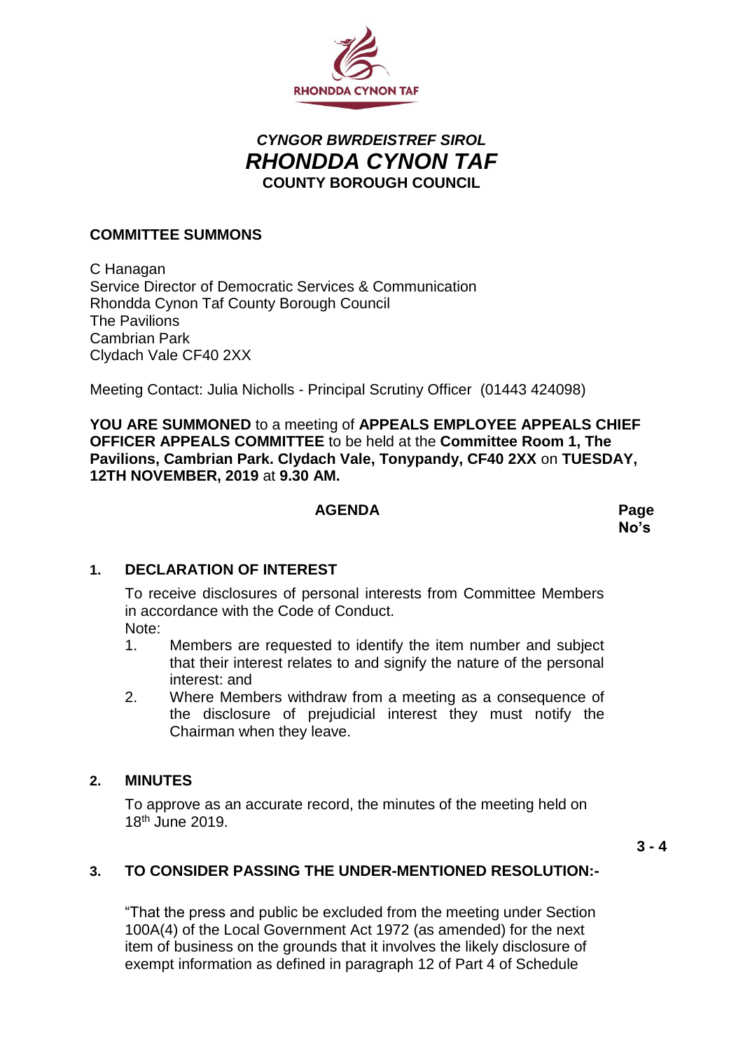RHONDDA CYNON TAF

# *CYNGOR BWRDEISTREF SIROL*
# *RHONDDA CYNON TAF*
# COUNTY BOROUGH COUNCIL

## COMMITTEE SUMMONS

C Hanagan
Service Director of Democratic Services & Communication
Rhondda Cynon Taf County Borough Council
The Pavilions
Cambrian Park
Clydach Vale CF40 2XX

Meeting Contact: Julia Nicholls - Principal Scrutiny Officer (01443 424098)

**YOU ARE SUMMONED** to a meeting of **APPEALS EMPLOYEE APPEALS CHIEF OFFICER APPEALS COMMITTEE** to be held at the **Committee Room 1, The Pavilions, Cambrian Park. Clydach Vale, Tonypandy, CF40 2XX** on **TUESDAY, 12TH NOVEMBER, 2019** at **9.30 AM.**

| **AGENDA** | **Page No's** |
|---|---|

**1. DECLARATION OF INTEREST**

To receive disclosures of personal interests from Committee Members in accordance with the Code of Conduct.
Note:

1. Members are requested to identify the item number and subject that their interest relates to and signify the nature of the personal interest: and
2. Where Members withdraw from a meeting as a consequence of the disclosure of prejudicial interest they must notify the Chairman when they leave.

**2. MINUTES**

To approve as an accurate record, the minutes of the meeting held on 18th June 2019.

**3 - 4**

**3. TO CONSIDER PASSING THE UNDER-MENTIONED RESOLUTION:-**

"That the press and public be excluded from the meeting under Section 100A(4) of the Local Government Act 1972 (as amended) for the next item of business on the grounds that it involves the likely disclosure of exempt information as defined in paragraph 12 of Part 4 of Schedule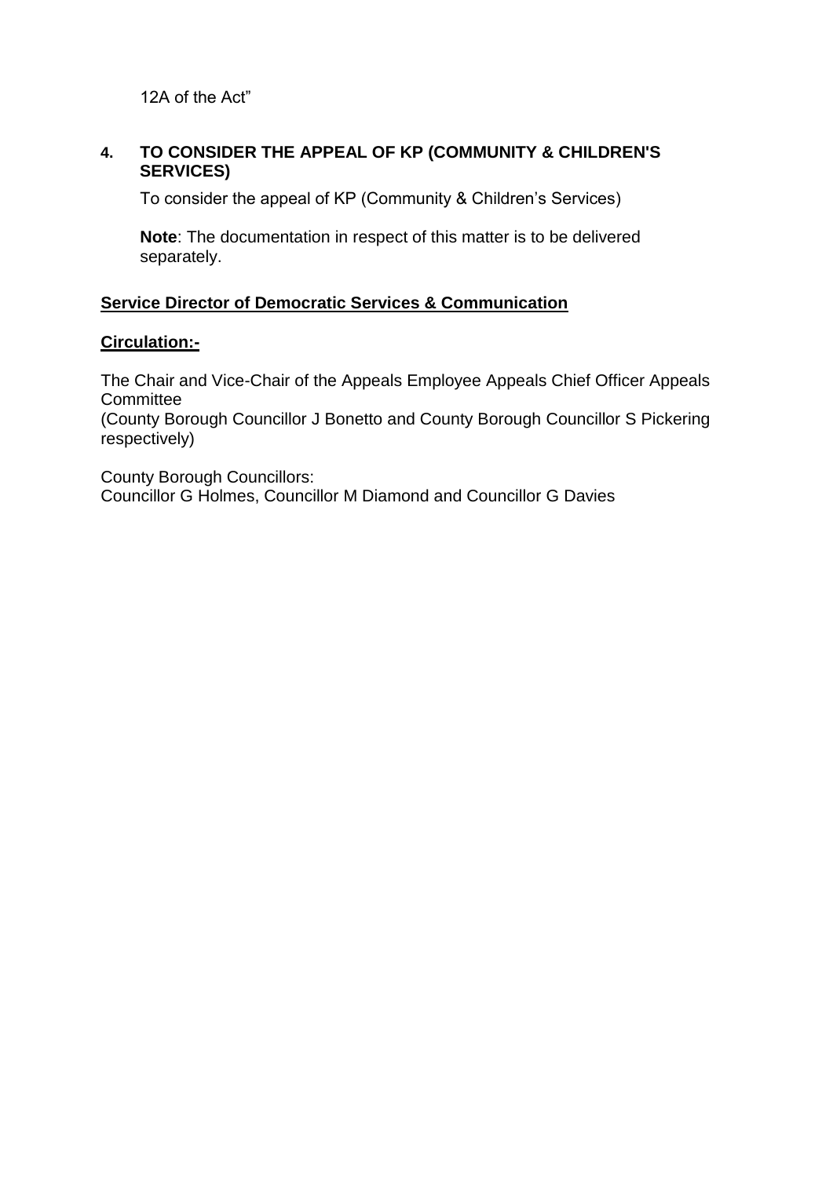12A of the Act"

**4. TO CONSIDER THE APPEAL OF KP (COMMUNITY & CHILDREN'S SERVICES)**

To consider the appeal of KP (Community & Children's Services)

**Note**: The documentation in respect of this matter is to be delivered separately.

**Service Director of Democratic Services & Communication**

**Circulation:-**

The Chair and Vice-Chair of the Appeals Employee Appeals Chief Officer Appeals Committee
(County Borough Councillor J Bonetto and County Borough Councillor S Pickering respectively)

County Borough Councillors:
Councillor G Holmes, Councillor M Diamond and Councillor G Davies